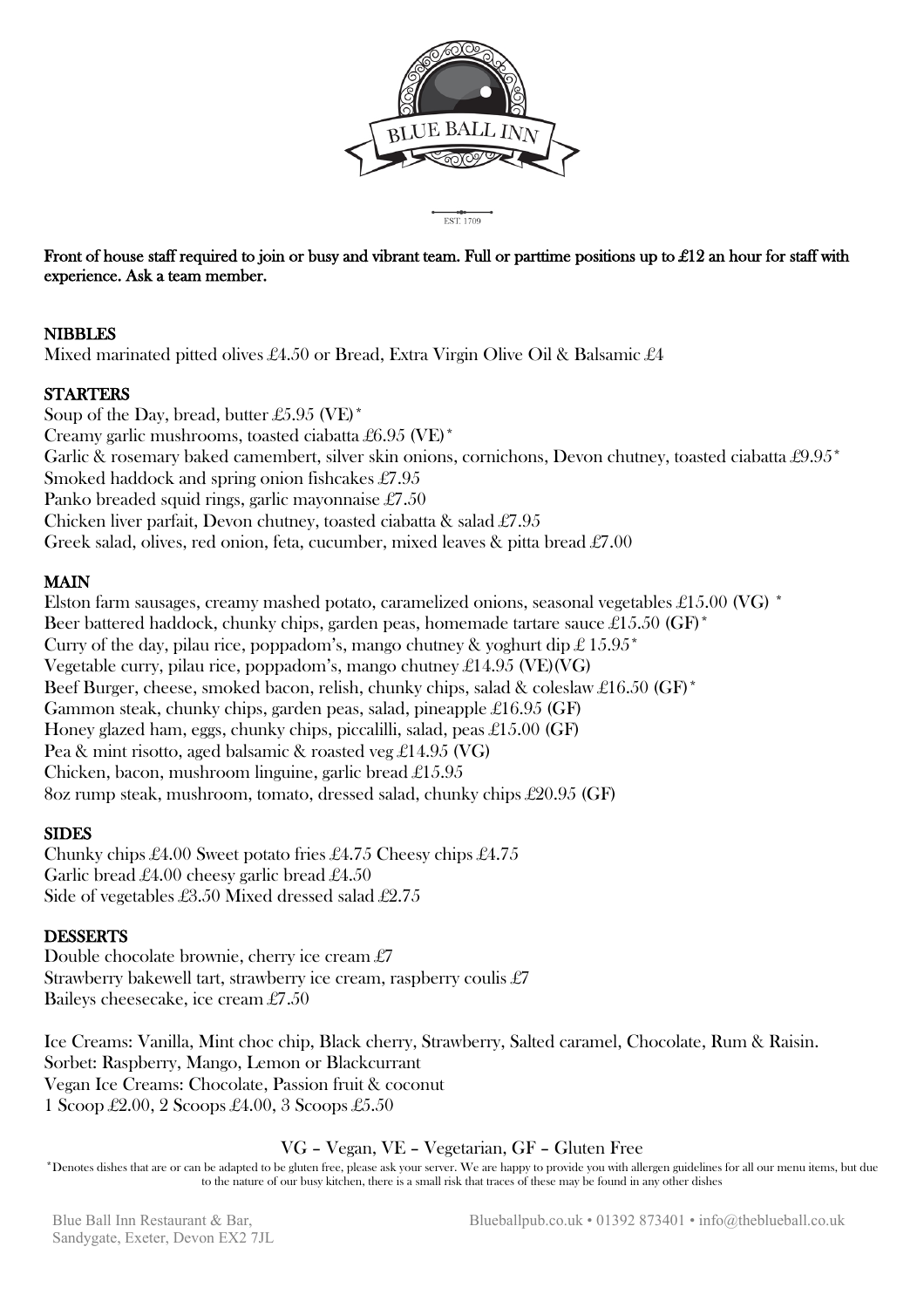BLUE BALL INN

EST. 1709

**Front of house staff required to join or busy and vibrant team. Full or parttime positions up to £12 an hour for staff with experience. Ask a team member.**

## NIBBLES

Mixed marinated pitted olives £4.50 or Bread, Extra Virgin Olive Oil & Balsamic £4

## STARTERS

Soup of the Day, bread, butter £5.95 (VE)*
Creamy garlic mushrooms, toasted ciabatta £6.95 (VE)*
Garlic & rosemary baked camembert, silver skin onions, cornichons, Devon chutney, toasted ciabatta £9.95*
Smoked haddock and spring onion fishcakes £7.95
Panko breaded squid rings, garlic mayonnaise £7.50
Chicken liver parfait, Devon chutney, toasted ciabatta & salad £7.95
Greek salad, olives, red onion, feta, cucumber, mixed leaves & pitta bread £7.00

## MAIN

Elston farm sausages, creamy mashed potato, caramelized onions, seasonal vegetables £15.00 (VG) *
Beer battered haddock, chunky chips, garden peas, homemade tartare sauce £15.50 (GF)*
Curry of the day, pilau rice, poppadom's, mango chutney & yoghurt dip £ 15.95*
Vegetable curry, pilau rice, poppadom's, mango chutney £14.95 (VE)(VG)
Beef Burger, cheese, smoked bacon, relish, chunky chips, salad & coleslaw £16.50 (GF)*
Gammon steak, chunky chips, garden peas, salad, pineapple £16.95 (GF)
Honey glazed ham, eggs, chunky chips, piccalilli, salad, peas £15.00 (GF)
Pea & mint risotto, aged balsamic & roasted veg £14.95 (VG)
Chicken, bacon, mushroom linguine, garlic bread £15.95
8oz rump steak, mushroom, tomato, dressed salad, chunky chips £20.95 (GF)

## SIDES

Chunky chips £4.00 Sweet potato fries £4.75 Cheesy chips £4.75
Garlic bread £4.00 cheesy garlic bread £4.50
Side of vegetables £3.50 Mixed dressed salad £2.75

## DESSERTS

Double chocolate brownie, cherry ice cream £7
Strawberry bakewell tart, strawberry ice cream, raspberry coulis £7
Baileys cheesecake, ice cream £7.50

Ice Creams: Vanilla, Mint choc chip, Black cherry, Strawberry, Salted caramel, Chocolate, Rum & Raisin.
Sorbet: Raspberry, Mango, Lemon or Blackcurrant
Vegan Ice Creams: Chocolate, Passion fruit & coconut
1 Scoop £2.00, 2 Scoops £4.00, 3 Scoops £5.50

VG – Vegan, VE – Vegetarian, GF – Gluten Free

*Denotes dishes that are or can be adapted to be gluten free, please ask your server. We are happy to provide you with allergen guidelines for all our menu items, but due to the nature of our busy kitchen, there is a small risk that traces of these may be found in any other dishes

Blue Ball Inn Restaurant & Bar,
Sandygate, Exeter, Devon EX2 7JL

Blueballpub.co.uk • 01392 873401 • info@theblueball.co.uk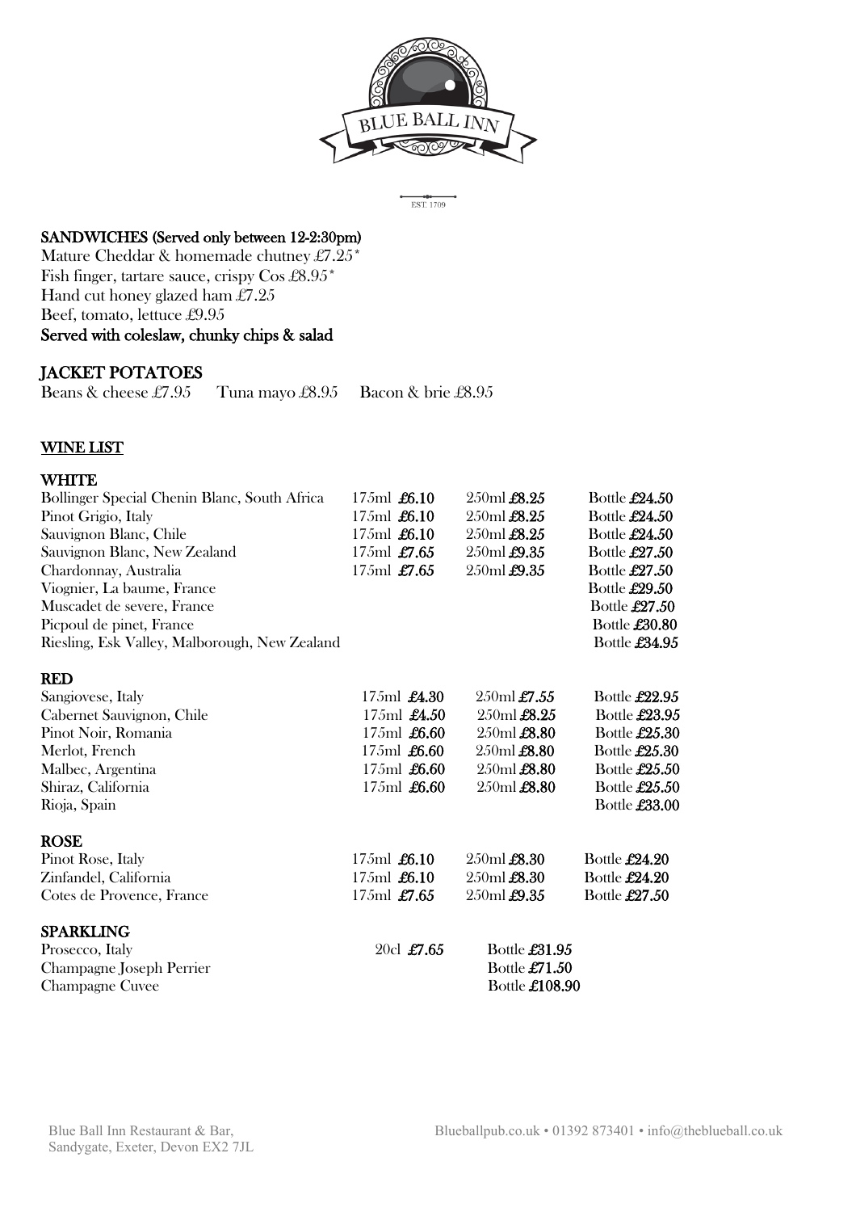BLUE BALL INN

EST. 1709

## SANDWICHES (Served only between 12-2:30pm)

Mature Cheddar & homemade chutney £7.25*
Fish finger, tartare sauce, crispy Cos £8.95*
Hand cut honey glazed ham £7.25
Beef, tomato, lettuce £9.95
**Served with coleslaw, chunky chips & salad**

## JACKET POTATOES

Beans & cheese £7.95 Tuna mayo £8.95 Bacon & brie £8.95

## WINE LIST

### WHITE

| | | | |
|---|---|---|---|
| Bollinger Special Chenin Blanc, South Africa | 175ml **£6.10** | 250ml **£8.25** | Bottle **£24.50** |
| Pinot Grigio, Italy | 175ml **£6.10** | 250ml **£8.25** | Bottle **£24.50** |
| Sauvignon Blanc, Chile | 175ml **£6.10** | 250ml **£8.25** | Bottle **£24.50** |
| Sauvignon Blanc, New Zealand | 175ml **£7.65** | 250ml **£9.35** | Bottle **£27.50** |
| Chardonnay, Australia | 175ml **£7.65** | 250ml **£9.35** | Bottle **£27.50** |
| Viognier, La baume, France | | | Bottle **£29.50** |
| Muscadet de severe, France | | | Bottle **£27.50** |
| Picpoul de pinet, France | | | Bottle **£30.80** |
| Riesling, Esk Valley, Malborough, New Zealand | | | Bottle **£34.95** |

### RED

| | | | |
|---|---|---|---|
| Sangiovese, Italy | 175ml **£4.30** | 250ml **£7.55** | Bottle **£22.95** |
| Cabernet Sauvignon, Chile | 175ml **£4.50** | 250ml **£8.25** | Bottle **£23.95** |
| Pinot Noir, Romania | 175ml **£6.60** | 250ml **£8.80** | Bottle **£25.30** |
| Merlot, French | 175ml **£6.60** | 250ml **£8.80** | Bottle **£25.30** |
| Malbec, Argentina | 175ml **£6.60** | 250ml **£8.80** | Bottle **£25.50** |
| Shiraz, California | 175ml **£6.60** | 250ml **£8.80** | Bottle **£25.50** |
| Rioja, Spain | | | Bottle **£33.00** |

### ROSE

| | | | |
|---|---|---|---|
| Pinot Rose, Italy | 175ml **£6.10** | 250ml **£8.30** | Bottle **£24.20** |
| Zinfandel, California | 175ml **£6.10** | 250ml **£8.30** | Bottle **£24.20** |
| Cotes de Provence, France | 175ml **£7.65** | 250ml **£9.35** | Bottle **£27.50** |

### SPARKLING

| | | |
|---|---|---|
| Prosecco, Italy | 20cl **£7.65** | Bottle **£31.95** |
| Champagne Joseph Perrier | | Bottle **£71.50** |
| Champagne Cuvee | | Bottle **£108.90** |

Blue Ball Inn Restaurant & Bar,
Sandygate, Exeter, Devon EX2 7JL

Blueballpub.co.uk • 01392 873401 • info@theblueball.co.uk